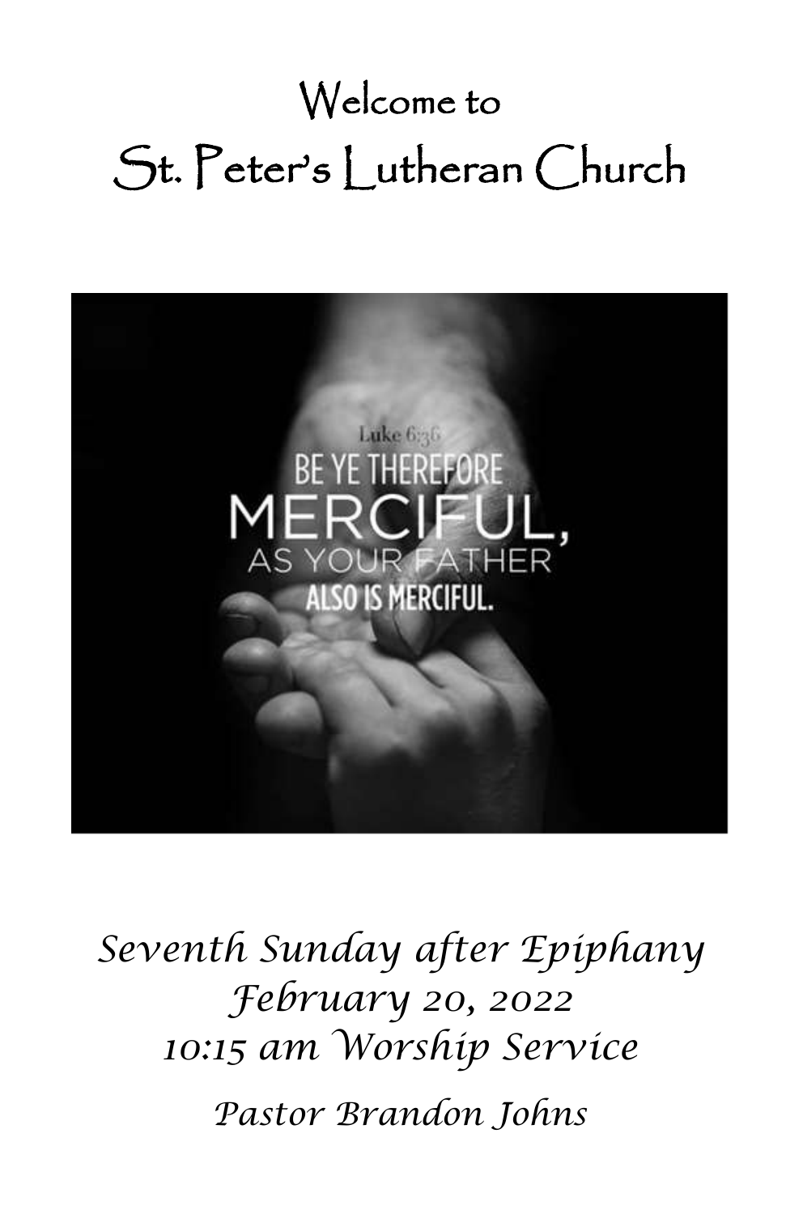# Welcome to
# St. Peter's Lutheran Church

Luke 6:36

BE YE THEREFORE MERCIFUL, AS YOUR FATHER ALSO IS MERCIFUL.

*Seventh Sunday after Epiphany*
*February 20, 2022*
*10:15 am Worship Service*

*Pastor Brandon Johns*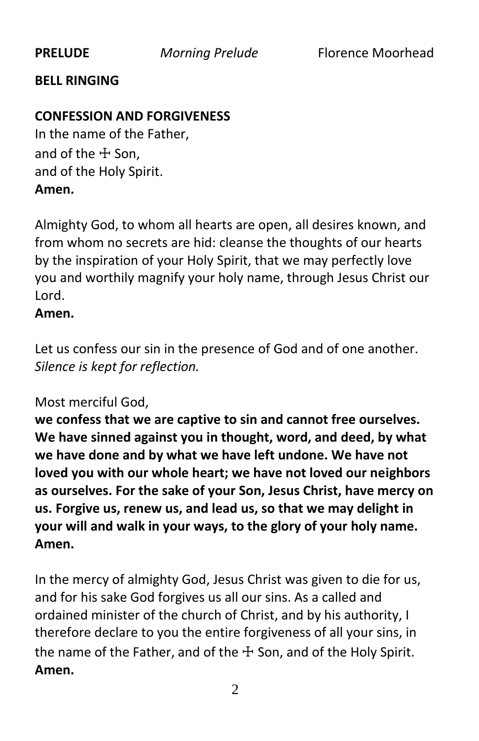**PRELUDE** *Morning Prelude* Florence Moorhead

**BELL RINGING**

**CONFESSION AND FORGIVENESS**

In the name of the Father,
and of the ☩ Son,
and of the Holy Spirit.
**Amen.**

Almighty God, to whom all hearts are open, all desires known, and from whom no secrets are hid: cleanse the thoughts of our hearts by the inspiration of your Holy Spirit, that we may perfectly love you and worthily magnify your holy name, through Jesus Christ our Lord.
**Amen.**

Let us confess our sin in the presence of God and of one another.
*Silence is kept for reflection.*

Most merciful God,
**we confess that we are captive to sin and cannot free ourselves. We have sinned against you in thought, word, and deed, by what we have done and by what we have left undone. We have not loved you with our whole heart; we have not loved our neighbors as ourselves. For the sake of your Son, Jesus Christ, have mercy on us. Forgive us, renew us, and lead us, so that we may delight in your will and walk in your ways, to the glory of your holy name. Amen.**

In the mercy of almighty God, Jesus Christ was given to die for us, and for his sake God forgives us all our sins. As a called and ordained minister of the church of Christ, and by his authority, I therefore declare to you the entire forgiveness of all your sins, in the name of the Father, and of the ☩ Son, and of the Holy Spirit.
**Amen.**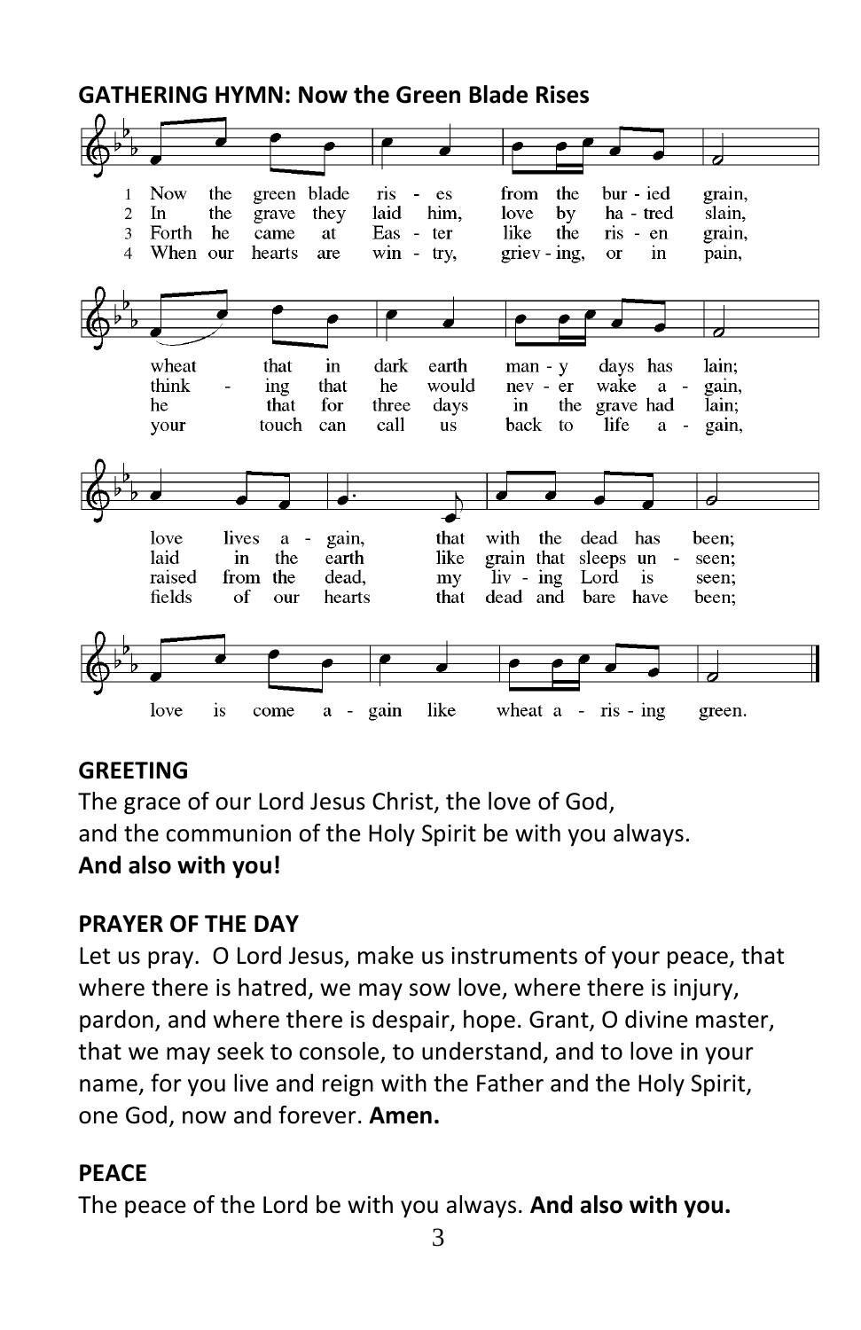**GATHERING HYMN: Now the Green Blade Rises**

1 Now the green blade rises from the buried grain, wheat that in dark earth many days has lain; love lives again, that with the dead has been; love is come again like wheat arising green.

2 In the grave they laid him, love by hatred slain, thinking that he would never wake again, laid in the earth like grain that sleeps unseen; love is come again like wheat arising green.

3 Forth he came at Easter like the risen grain, he that for three days in the grave had lain; raised from the dead, my living Lord is seen; love is come again like wheat arising green.

4 When our hearts are wintry, grieving, or in pain, your touch can call us back to life again, fields of our hearts that dead and bare have been; love is come again like wheat arising green.

**GREETING**

The grace of our Lord Jesus Christ, the love of God,
and the communion of the Holy Spirit be with you always.
**And also with you!**

**PRAYER OF THE DAY**

Let us pray. O Lord Jesus, make us instruments of your peace, that where there is hatred, we may sow love, where there is injury, pardon, and where there is despair, hope. Grant, O divine master, that we may seek to console, to understand, and to love in your name, for you live and reign with the Father and the Holy Spirit, one God, now and forever. **Amen.**

**PEACE**

The peace of the Lord be with you always. **And also with you.**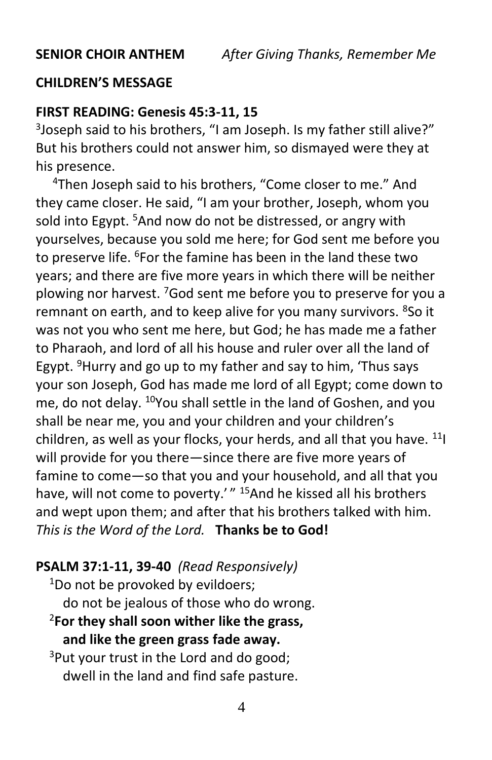**SENIOR CHOIR ANTHEM** *After Giving Thanks, Remember Me*

**CHILDREN'S MESSAGE**

**FIRST READING: Genesis 45:3-11, 15**

[3]Joseph said to his brothers, "I am Joseph. Is my father still alive?" But his brothers could not answer him, so dismayed were they at his presence.

[4]Then Joseph said to his brothers, "Come closer to me." And they came closer. He said, "I am your brother, Joseph, whom you sold into Egypt. [5]And now do not be distressed, or angry with yourselves, because you sold me here; for God sent me before you to preserve life. [6]For the famine has been in the land these two years; and there are five more years in which there will be neither plowing nor harvest. [7]God sent me before you to preserve for you a remnant on earth, and to keep alive for you many survivors. [8]So it was not you who sent me here, but God; he has made me a father to Pharaoh, and lord of all his house and ruler over all the land of Egypt. [9]Hurry and go up to my father and say to him, 'Thus says your son Joseph, God has made me lord of all Egypt; come down to me, do not delay. [10]You shall settle in the land of Goshen, and you shall be near me, you and your children and your children's children, as well as your flocks, your herds, and all that you have. [11]I will provide for you there—since there are five more years of famine to come—so that you and your household, and all that you have, will not come to poverty.' " [15]And he kissed all his brothers and wept upon them; and after that his brothers talked with him.
*This is the Word of the Lord.* **Thanks be to God!**

**PSALM 37:1-11, 39-40** *(Read Responsively)*

[1]Do not be provoked by evildoers;
do not be jealous of those who do wrong.

[2]**For they shall soon wither like the grass,**
**and like the green grass fade away.**

[3]Put your trust in the Lord and do good;
dwell in the land and find safe pasture.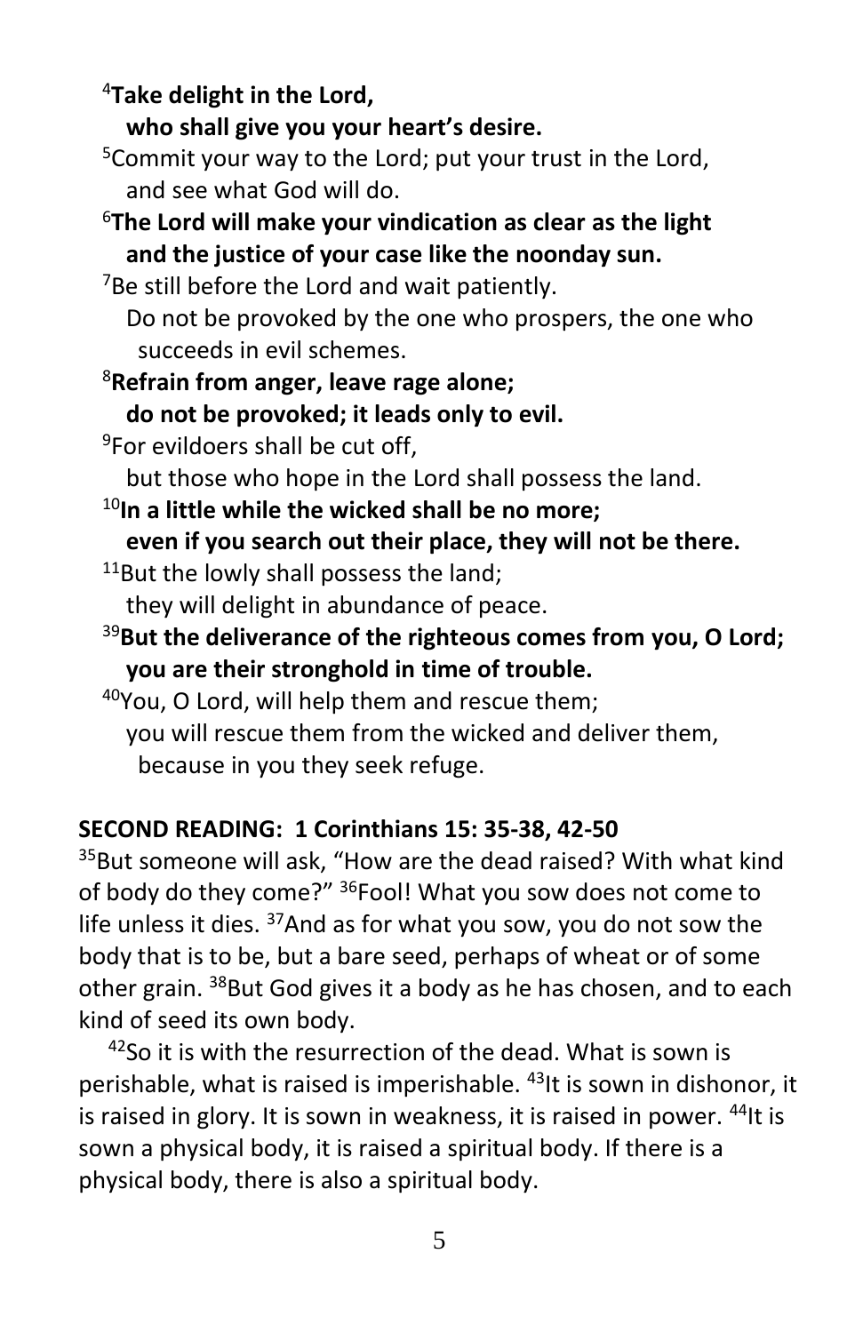[4]**Take delight in the Lord,**
**who shall give you your heart's desire.**

[5]Commit your way to the Lord; put your trust in the Lord,
and see what God will do.

[6]**The Lord will make your vindication as clear as the light**
**and the justice of your case like the noonday sun.**

[7]Be still before the Lord and wait patiently.
Do not be provoked by the one who prospers, the one who succeeds in evil schemes.

[8]**Refrain from anger, leave rage alone;**
**do not be provoked; it leads only to evil.**

[9]For evildoers shall be cut off,
but those who hope in the Lord shall possess the land.

[10]**In a little while the wicked shall be no more;**
**even if you search out their place, they will not be there.**

[11]But the lowly shall possess the land;
they will delight in abundance of peace.

[39]**But the deliverance of the righteous comes from you, O Lord;**
**you are their stronghold in time of trouble.**

[40]You, O Lord, will help them and rescue them;
you will rescue them from the wicked and deliver them,
because in you they seek refuge.

**SECOND READING: 1 Corinthians 15: 35-38, 42-50**

[35]But someone will ask, "How are the dead raised? With what kind of body do they come?" [36]Fool! What you sow does not come to life unless it dies. [37]And as for what you sow, you do not sow the body that is to be, but a bare seed, perhaps of wheat or of some other grain. [38]But God gives it a body as he has chosen, and to each kind of seed its own body.

[42]So it is with the resurrection of the dead. What is sown is perishable, what is raised is imperishable. [43]It is sown in dishonor, it is raised in glory. It is sown in weakness, it is raised in power. [44]It is sown a physical body, it is raised a spiritual body. If there is a physical body, there is also a spiritual body.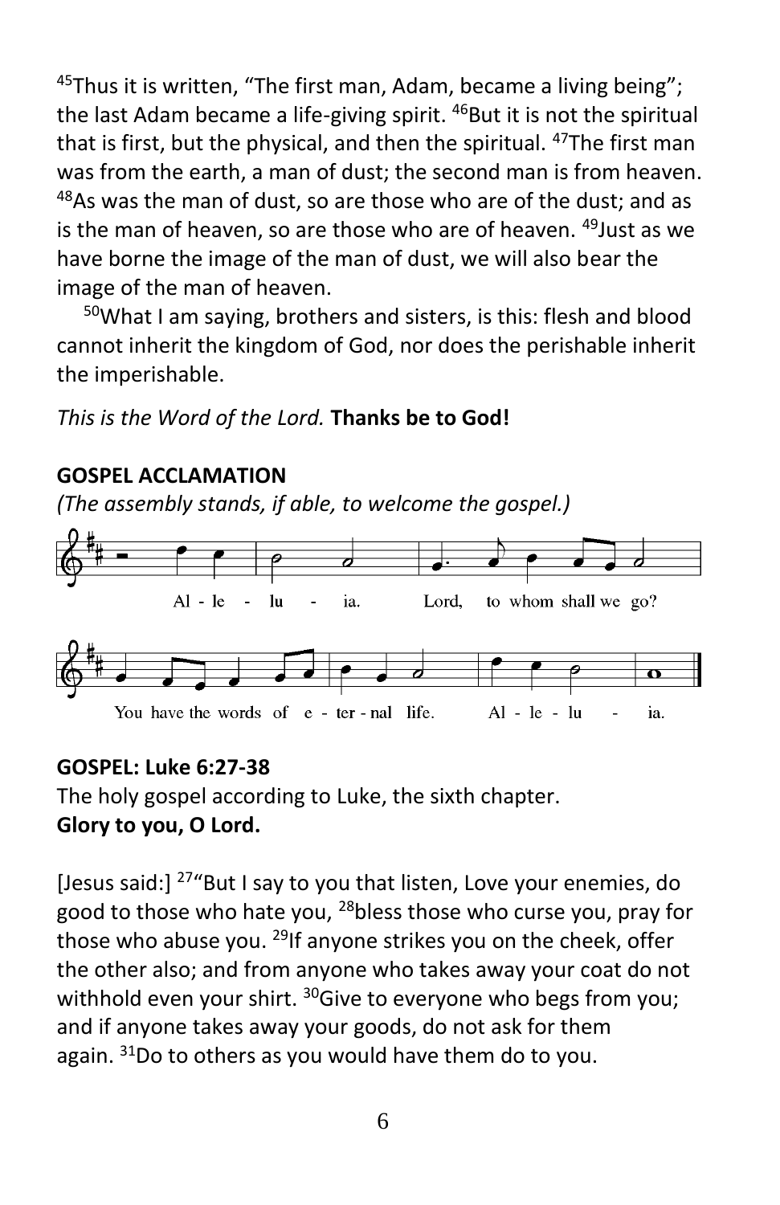[45]Thus it is written, “The first man, Adam, became a living being”; the last Adam became a life-giving spirit. [46]But it is not the spiritual that is first, but the physical, and then the spiritual. [47]The first man was from the earth, a man of dust; the second man is from heaven. [48]As was the man of dust, so are those who are of the dust; and as is the man of heaven, so are those who are of heaven. [49]Just as we have borne the image of the man of dust, we will also bear the image of the man of heaven.

[50]What I am saying, brothers and sisters, is this: flesh and blood cannot inherit the kingdom of God, nor does the perishable inherit the imperishable.

*This is the Word of the Lord.* **Thanks be to God!**

**GOSPEL ACCLAMATION**

*(The assembly stands, if able, to welcome the gospel.)*

Al - le - lu - ia. Lord, to whom shall we go?

You have the words of e - ter - nal life. Al - le - lu - ia.

**GOSPEL: Luke 6:27-38**

The holy gospel according to Luke, the sixth chapter.
**Glory to you, O Lord.**

[Jesus said:] [27]“But I say to you that listen, Love your enemies, do good to those who hate you, [28]bless those who curse you, pray for those who abuse you. [29]If anyone strikes you on the cheek, offer the other also; and from anyone who takes away your coat do not withhold even your shirt. [30]Give to everyone who begs from you; and if anyone takes away your goods, do not ask for them again. [31]Do to others as you would have them do to you.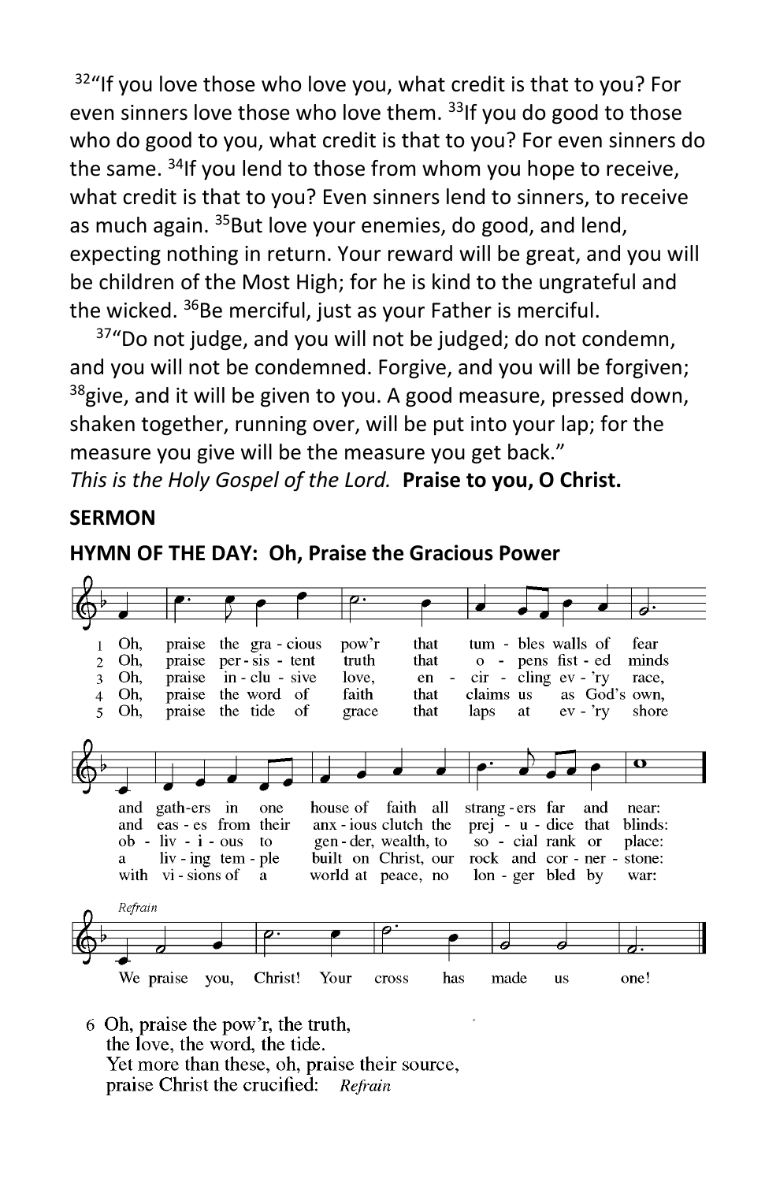[32]"If you love those who love you, what credit is that to you? For even sinners love those who love them. [33]If you do good to those who do good to you, what credit is that to you? For even sinners do the same. [34]If you lend to those from whom you hope to receive, what credit is that to you? Even sinners lend to sinners, to receive as much again. [35]But love your enemies, do good, and lend, expecting nothing in return. Your reward will be great, and you will be children of the Most High; for he is kind to the ungrateful and the wicked. [36]Be merciful, just as your Father is merciful.

[37]"Do not judge, and you will not be judged; do not condemn, and you will not be condemned. Forgive, and you will be forgiven; [38]give, and it will be given to you. A good measure, pressed down, shaken together, running over, will be put into your lap; for the measure you give will be the measure you get back."

*This is the Holy Gospel of the Lord.* **Praise to you, O Christ.**

**SERMON**

**HYMN OF THE DAY: Oh, Praise the Gracious Power**

1 Oh, praise the gracious pow'r that tumbles walls of fear and gathers in one house of faith all strangers far and near:

2 Oh, praise persistent truth that opens fisted minds and eases from their anxious clutch the prejudice that blinds:

3 Oh, praise inclusive love, encircling ev'ry race, oblivious to gender, wealth, to social rank or place:

4 Oh, praise the word of faith that claims us as God's own, a living temple built on Christ, our rock and cornerstone:

5 Oh, praise the tide of grace that laps at ev'ry shore with visions of a world at peace, no longer bled by war:

*Refrain*

We praise you, Christ! Your cross has made us one!

6 Oh, praise the pow'r, the truth,
the love, the word, the tide.
Yet more than these, oh, praise their source,
praise Christ the crucified: *Refrain*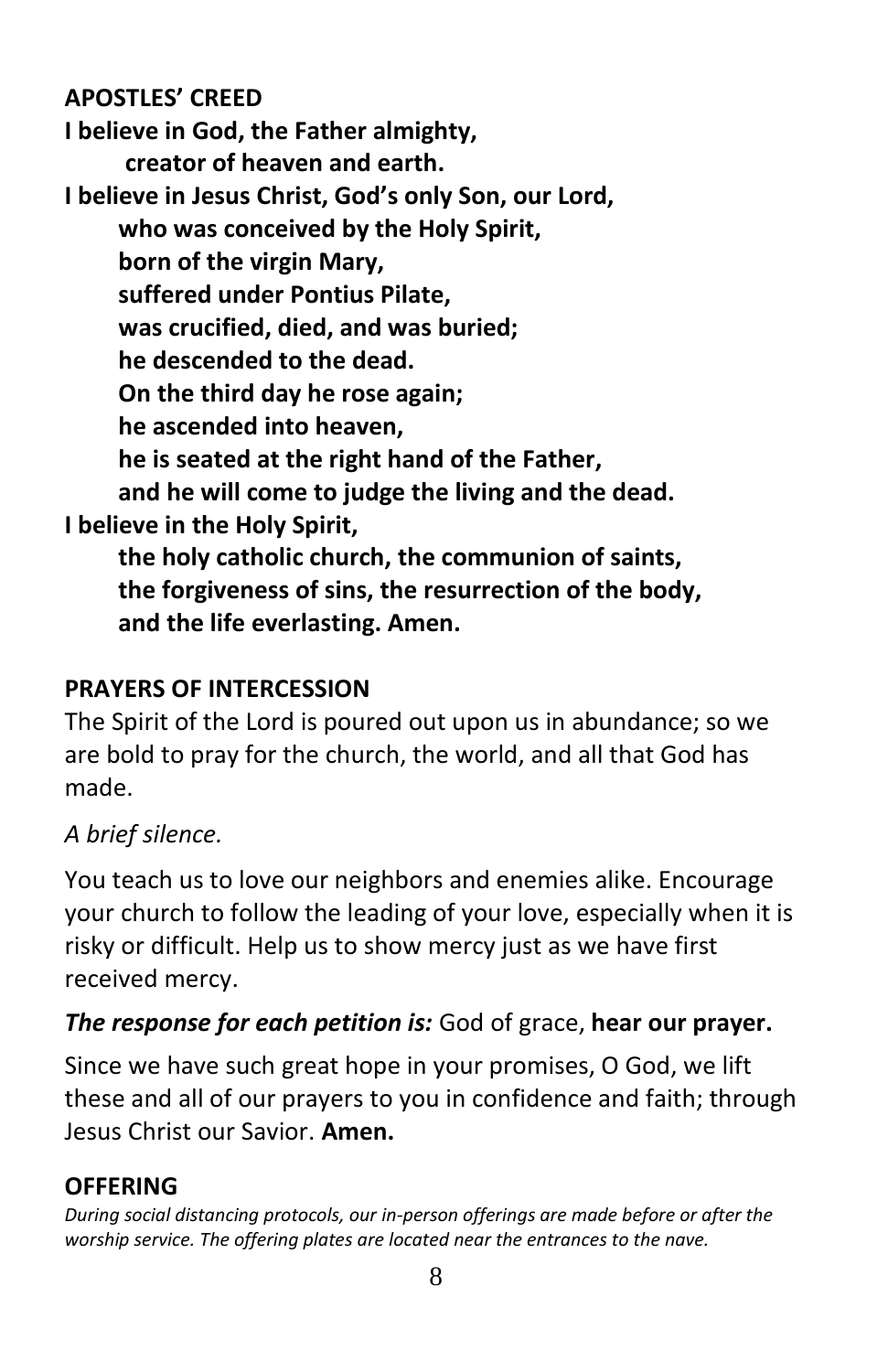## APOSTLES' CREED

**I believe in God, the Father almighty,**
**creator of heaven and earth.**
**I believe in Jesus Christ, God's only Son, our Lord,**
**who was conceived by the Holy Spirit,**
**born of the virgin Mary,**
**suffered under Pontius Pilate,**
**was crucified, died, and was buried;**
**he descended to the dead.**
**On the third day he rose again;**
**he ascended into heaven,**
**he is seated at the right hand of the Father,**
**and he will come to judge the living and the dead.**
**I believe in the Holy Spirit,**
**the holy catholic church, the communion of saints,**
**the forgiveness of sins, the resurrection of the body,**
**and the life everlasting. Amen.**

## PRAYERS OF INTERCESSION

The Spirit of the Lord is poured out upon us in abundance; so we are bold to pray for the church, the world, and all that God has made.

*A brief silence.*

You teach us to love our neighbors and enemies alike. Encourage your church to follow the leading of your love, especially when it is risky or difficult. Help us to show mercy just as we have first received mercy.

***The response for each petition is:*** God of grace, **hear our prayer.**

Since we have such great hope in your promises, O God, we lift these and all of our prayers to you in confidence and faith; through Jesus Christ our Savior. **Amen.**

## OFFERING

*During social distancing protocols, our in-person offerings are made before or after the worship service. The offering plates are located near the entrances to the nave.*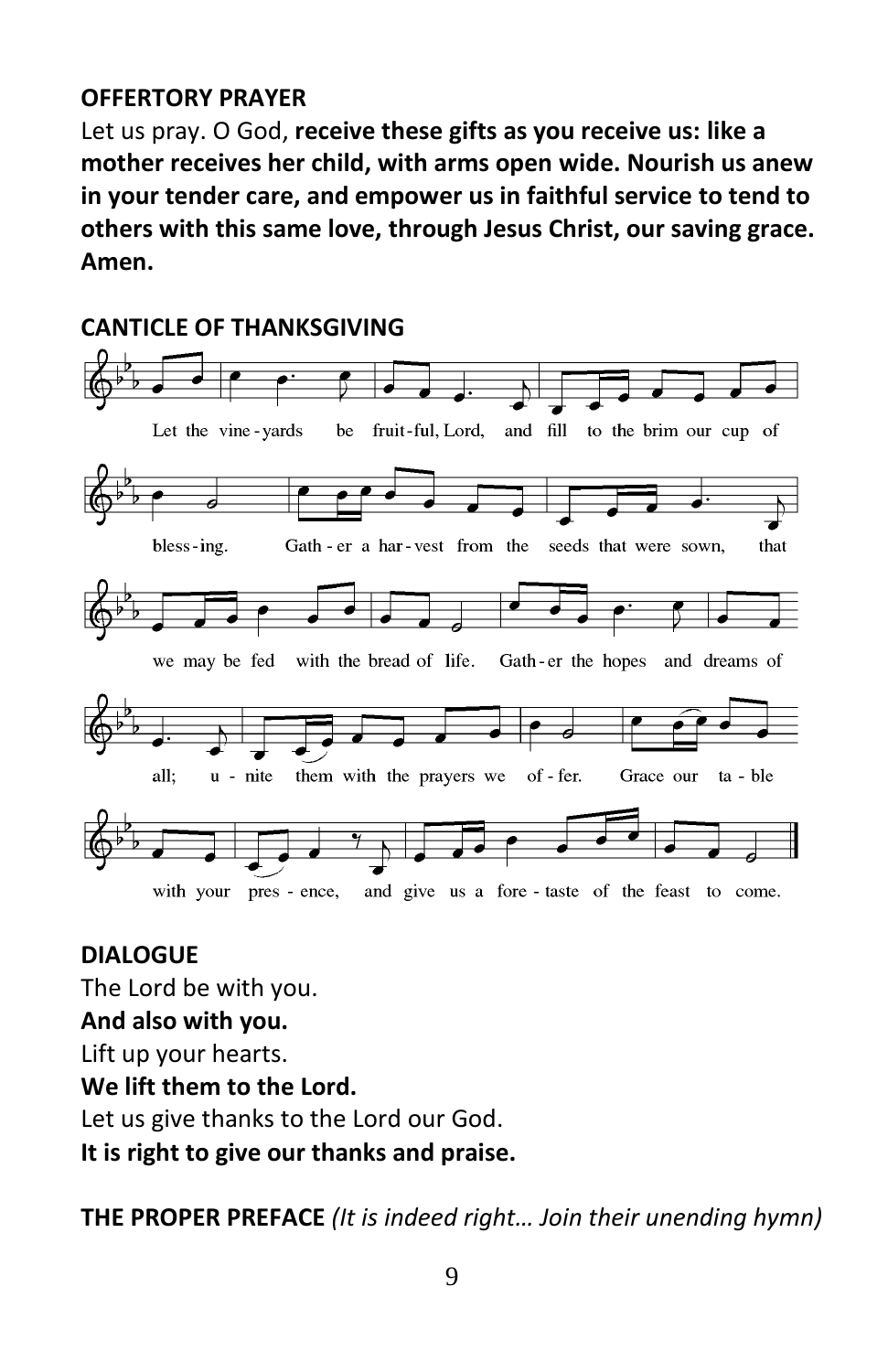**OFFERTORY PRAYER**

Let us pray. O God, **receive these gifts as you receive us: like a mother receives her child, with arms open wide. Nourish us anew in your tender care, and empower us in faithful service to tend to others with this same love, through Jesus Christ, our saving grace. Amen.**

**CANTICLE OF THANKSGIVING**

Let the vineyards be fruitful, Lord, and fill to the brim our cup of blessing. Gather a harvest from the seeds that were sown, that we may be fed with the bread of life. Gather the hopes and dreams of all; unite them with the prayers we offer. Grace our table with your presence, and give us a foretaste of the feast to come.

**DIALOGUE**

The Lord be with you.
**And also with you.**
Lift up your hearts.
**We lift them to the Lord.**
Let us give thanks to the Lord our God.
**It is right to give our thanks and praise.**

**THE PROPER PREFACE** *(It is indeed right… Join their unending hymn)*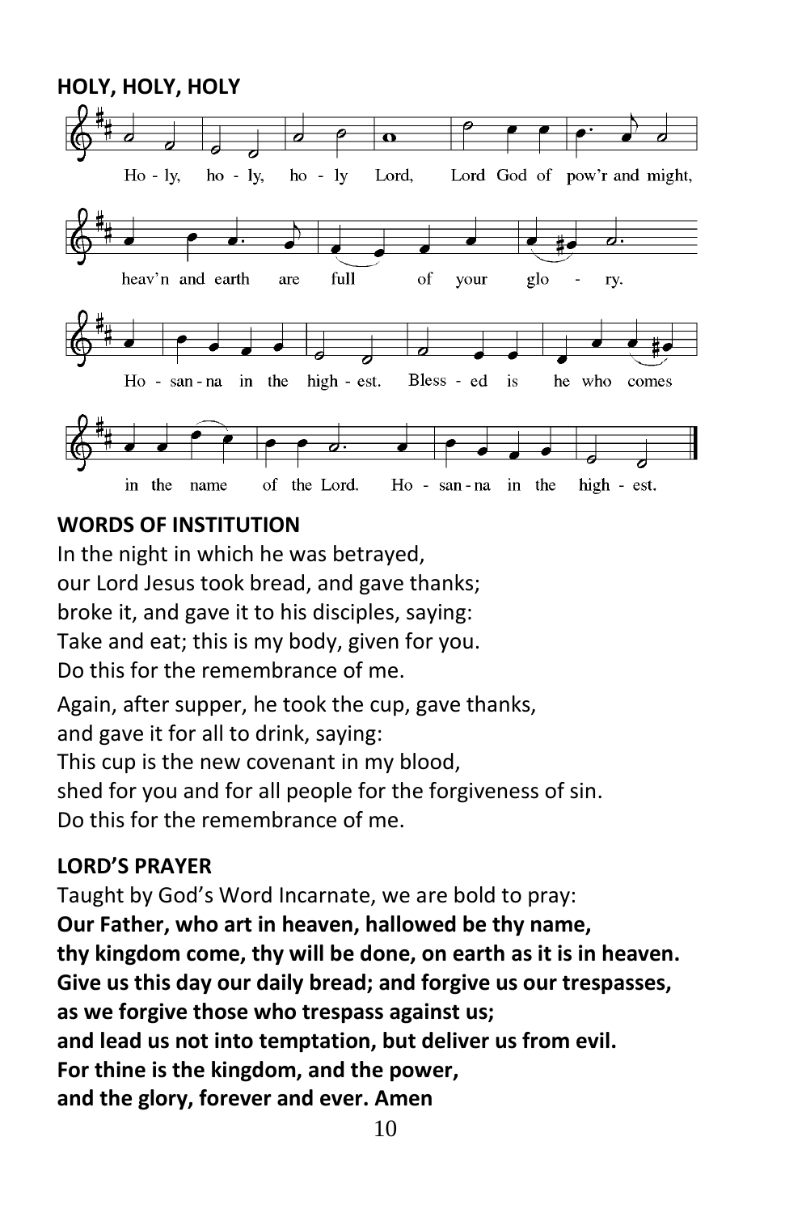**HOLY, HOLY, HOLY**

Holy, holy, holy Lord, Lord God of pow'r and might,
heav'n and earth are full of your glory.
Hosanna in the highest. Blessed is he who comes
in the name of the Lord. Hosanna in the highest.

**WORDS OF INSTITUTION**

In the night in which he was betrayed,
our Lord Jesus took bread, and gave thanks;
broke it, and gave it to his disciples, saying:
Take and eat; this is my body, given for you.
Do this for the remembrance of me.

Again, after supper, he took the cup, gave thanks,
and gave it for all to drink, saying:
This cup is the new covenant in my blood,
shed for you and for all people for the forgiveness of sin.
Do this for the remembrance of me.

**LORD'S PRAYER**

Taught by God's Word Incarnate, we are bold to pray:
**Our Father, who art in heaven, hallowed be thy name,**
**thy kingdom come, thy will be done, on earth as it is in heaven.**
**Give us this day our daily bread; and forgive us our trespasses,**
**as we forgive those who trespass against us;**
**and lead us not into temptation, but deliver us from evil.**
**For thine is the kingdom, and the power,**
**and the glory, forever and ever. Amen**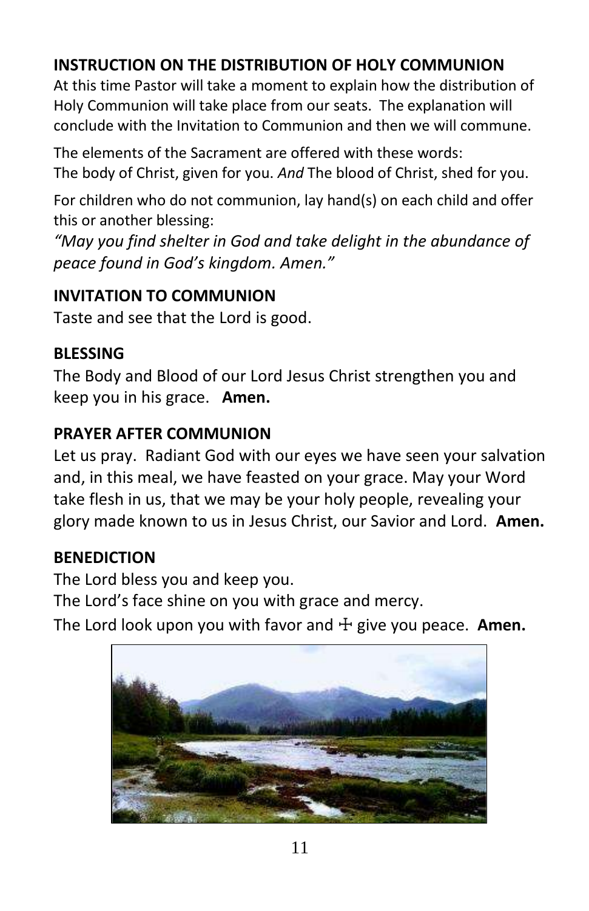## INSTRUCTION ON THE DISTRIBUTION OF HOLY COMMUNION

At this time Pastor will take a moment to explain how the distribution of Holy Communion will take place from our seats. The explanation will conclude with the Invitation to Communion and then we will commune.

The elements of the Sacrament are offered with these words:
The body of Christ, given for you. *And* The blood of Christ, shed for you.

For children who do not communion, lay hand(s) on each child and offer this or another blessing:

*"May you find shelter in God and take delight in the abundance of peace found in God's kingdom. Amen."*

## INVITATION TO COMMUNION

Taste and see that the Lord is good.

## BLESSING

The Body and Blood of our Lord Jesus Christ strengthen you and keep you in his grace. **Amen.**

## PRAYER AFTER COMMUNION

Let us pray. Radiant God with our eyes we have seen your salvation and, in this meal, we have feasted on your grace. May your Word take flesh in us, that we may be your holy people, revealing your glory made known to us in Jesus Christ, our Savior and Lord. **Amen.**

## BENEDICTION

The Lord bless you and keep you.
The Lord's face shine on you with grace and mercy.
The Lord look upon you with favor and ☩ give you peace. **Amen.**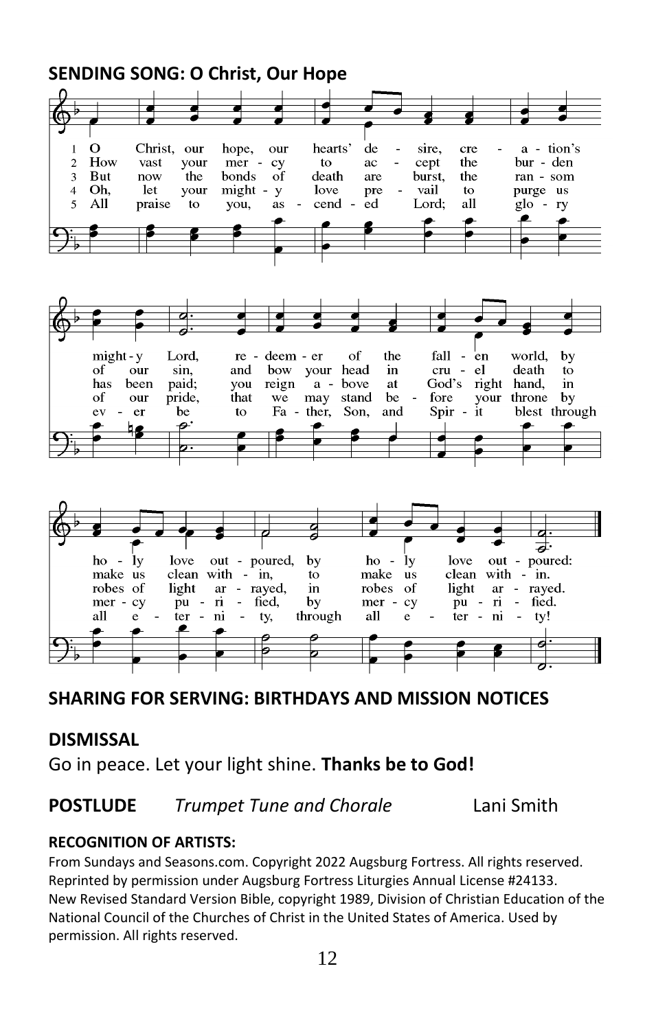## SENDING SONG: O Christ, Our Hope

1 O Christ, our hope, our hearts' desire, creation's mighty Lord, redeemer of the fallen world, by holy love outpoured, by holy love outpoured:
2 How vast your mercy to accept the burden of our sin, and bow your head in cruel death to make us clean within, to make us clean within.
3 But now the bonds of death are burst, the ransom has been paid; you reign above at God's right hand, in robes of light arrayed, in robes of light arrayed.
4 Oh, let your mighty love prevail to purge us of our pride, that we may stand before your throne by mercy purified, by mercy purified.
5 All praise to you, ascended Lord; all glory ever be to Father, Son, and Spirit blest through all eternity, through all eternity!

## SHARING FOR SERVING: BIRTHDAYS AND MISSION NOTICES

## DISMISSAL

Go in peace. Let your light shine. **Thanks be to God!**

**POSTLUDE** *Trumpet Tune and Chorale* Lani Smith

**RECOGNITION OF ARTISTS:**

From Sundays and Seasons.com. Copyright 2022 Augsburg Fortress. All rights reserved. Reprinted by permission under Augsburg Fortress Liturgies Annual License #24133.
New Revised Standard Version Bible, copyright 1989, Division of Christian Education of the National Council of the Churches of Christ in the United States of America. Used by permission. All rights reserved.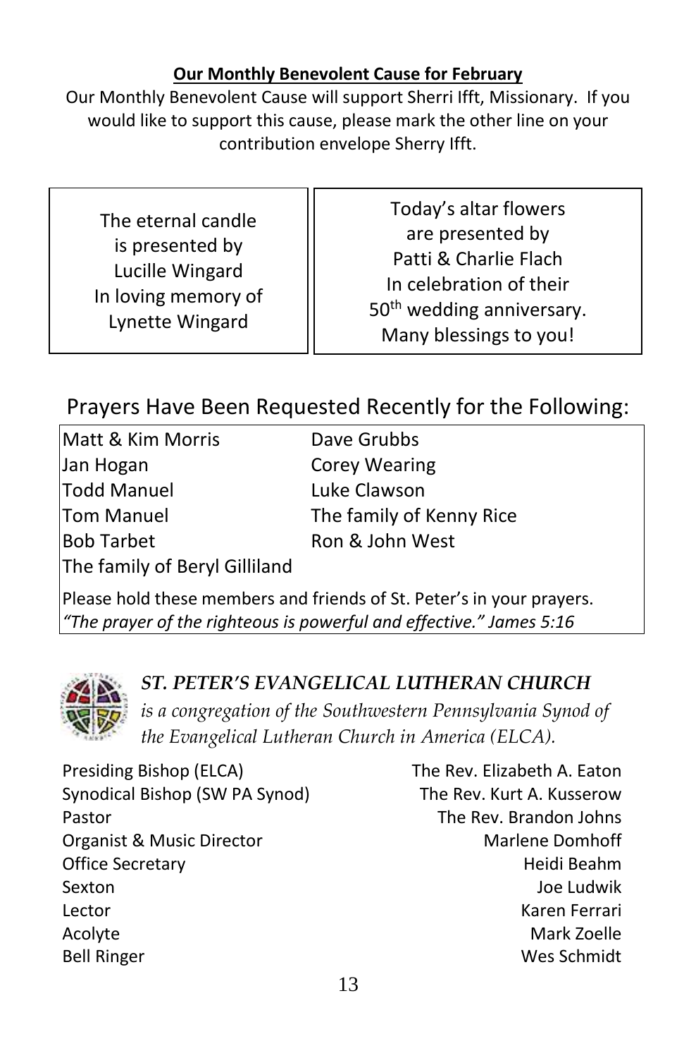**Our Monthly Benevolent Cause for February**

Our Monthly Benevolent Cause will support Sherri Ifft, Missionary. If you would like to support this cause, please mark the other line on your contribution envelope Sherry Ifft.

The eternal candle
is presented by
Lucille Wingard
In loving memory of
Lynette Wingard

Today's altar flowers
are presented by
Patti & Charlie Flach
In celebration of their
50th wedding anniversary.
Many blessings to you!

## Prayers Have Been Requested Recently for the Following:

| | |
|---|---|
| Matt & Kim Morris | Dave Grubbs |
| Jan Hogan | Corey Wearing |
| Todd Manuel | Luke Clawson |
| Tom Manuel | The family of Kenny Rice |
| Bob Tarbet | Ron & John West |
| The family of Beryl Gilliland | |

Please hold these members and friends of St. Peter's in your prayers.
*"The prayer of the righteous is powerful and effective." James 5:16*

***ST. PETER'S EVANGELICAL LUTHERAN CHURCH***
*is a congregation of the Southwestern Pennsylvania Synod of the Evangelical Lutheran Church in America (ELCA).*

| | |
|---|---|
| Presiding Bishop (ELCA) | The Rev. Elizabeth A. Eaton |
| Synodical Bishop (SW PA Synod) | The Rev. Kurt A. Kusserow |
| Pastor | The Rev. Brandon Johns |
| Organist & Music Director | Marlene Domhoff |
| Office Secretary | Heidi Beahm |
| Sexton | Joe Ludwik |
| Lector | Karen Ferrari |
| Acolyte | Mark Zoelle |
| Bell Ringer | Wes Schmidt |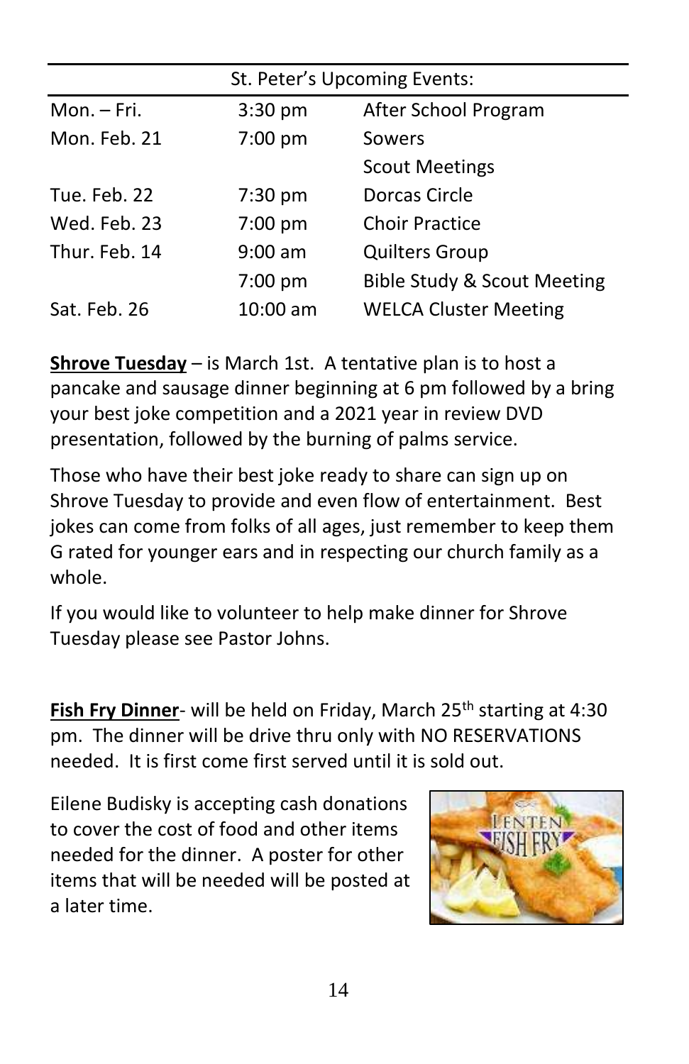| St. Peter's Upcoming Events: | | |
|---|---|---|
| Mon. – Fri. | 3:30 pm | After School Program |
| Mon. Feb. 21 | 7:00 pm | Sowers |
| | | Scout Meetings |
| Tue. Feb. 22 | 7:30 pm | Dorcas Circle |
| Wed. Feb. 23 | 7:00 pm | Choir Practice |
| Thur. Feb. 14 | 9:00 am | Quilters Group |
| | 7:00 pm | Bible Study & Scout Meeting |
| Sat. Feb. 26 | 10:00 am | WELCA Cluster Meeting |

**Shrove Tuesday** – is March 1st. A tentative plan is to host a pancake and sausage dinner beginning at 6 pm followed by a bring your best joke competition and a 2021 year in review DVD presentation, followed by the burning of palms service.

Those who have their best joke ready to share can sign up on Shrove Tuesday to provide and even flow of entertainment. Best jokes can come from folks of all ages, just remember to keep them G rated for younger ears and in respecting our church family as a whole.

If you would like to volunteer to help make dinner for Shrove Tuesday please see Pastor Johns.

**Fish Fry Dinner**- will be held on Friday, March 25th starting at 4:30 pm. The dinner will be drive thru only with NO RESERVATIONS needed. It is first come first served until it is sold out.

Eilene Budisky is accepting cash donations to cover the cost of food and other items needed for the dinner. A poster for other items that will be needed will be posted at a later time.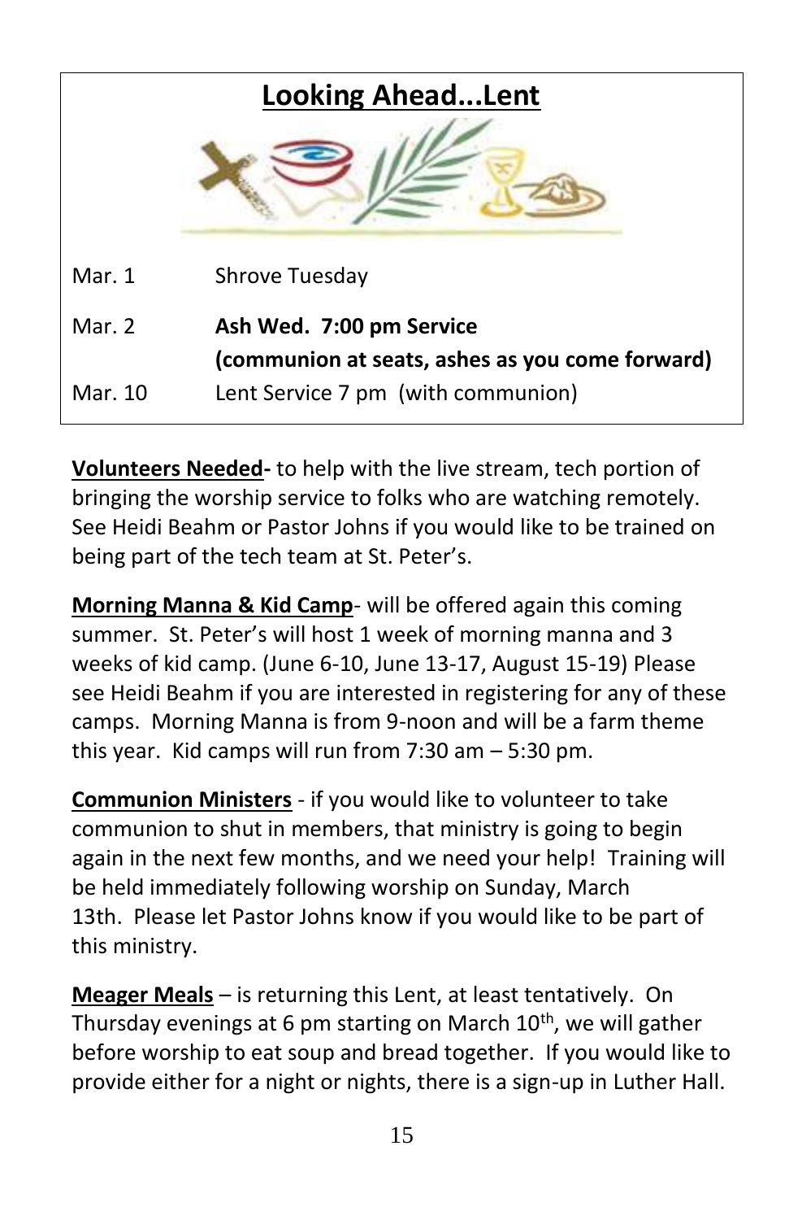## Looking Ahead...Lent

| | |
|---|---|
| Mar. 1 | Shrove Tuesday |
| Mar. 2 | **Ash Wed. 7:00 pm Service (communion at seats, ashes as you come forward)** |
| Mar. 10 | Lent Service 7 pm (with communion) |

**Volunteers Needed-** to help with the live stream, tech portion of bringing the worship service to folks who are watching remotely. See Heidi Beahm or Pastor Johns if you would like to be trained on being part of the tech team at St. Peter's.

**Morning Manna & Kid Camp**- will be offered again this coming summer. St. Peter's will host 1 week of morning manna and 3 weeks of kid camp. (June 6-10, June 13-17, August 15-19) Please see Heidi Beahm if you are interested in registering for any of these camps. Morning Manna is from 9-noon and will be a farm theme this year. Kid camps will run from 7:30 am – 5:30 pm.

**Communion Ministers** - if you would like to volunteer to take communion to shut in members, that ministry is going to begin again in the next few months, and we need your help! Training will be held immediately following worship on Sunday, March 13th. Please let Pastor Johns know if you would like to be part of this ministry.

**Meager Meals** – is returning this Lent, at least tentatively. On Thursday evenings at 6 pm starting on March 10th, we will gather before worship to eat soup and bread together. If you would like to provide either for a night or nights, there is a sign-up in Luther Hall.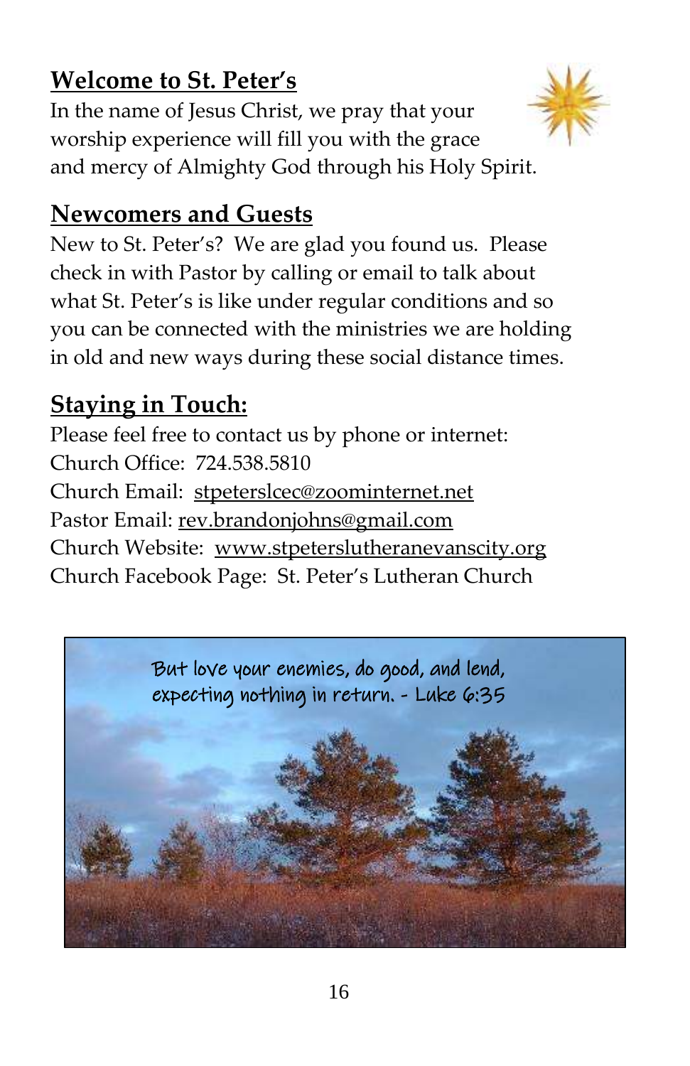## Welcome to St. Peter's

In the name of Jesus Christ, we pray that your worship experience will fill you with the grace and mercy of Almighty God through his Holy Spirit.

## Newcomers and Guests

New to St. Peter's? We are glad you found us. Please check in with Pastor by calling or email to talk about what St. Peter's is like under regular conditions and so you can be connected with the ministries we are holding in old and new ways during these social distance times.

## Staying in Touch:

Please feel free to contact us by phone or internet:
Church Office: 724.538.5810
Church Email: stpeterslcec@zoominternet.net
Pastor Email: rev.brandonjohns@gmail.com
Church Website: www.stpeterslutheranevanscity.org
Church Facebook Page: St. Peter's Lutheran Church

But love your enemies, do good, and lend, expecting nothing in return. - Luke 6:35